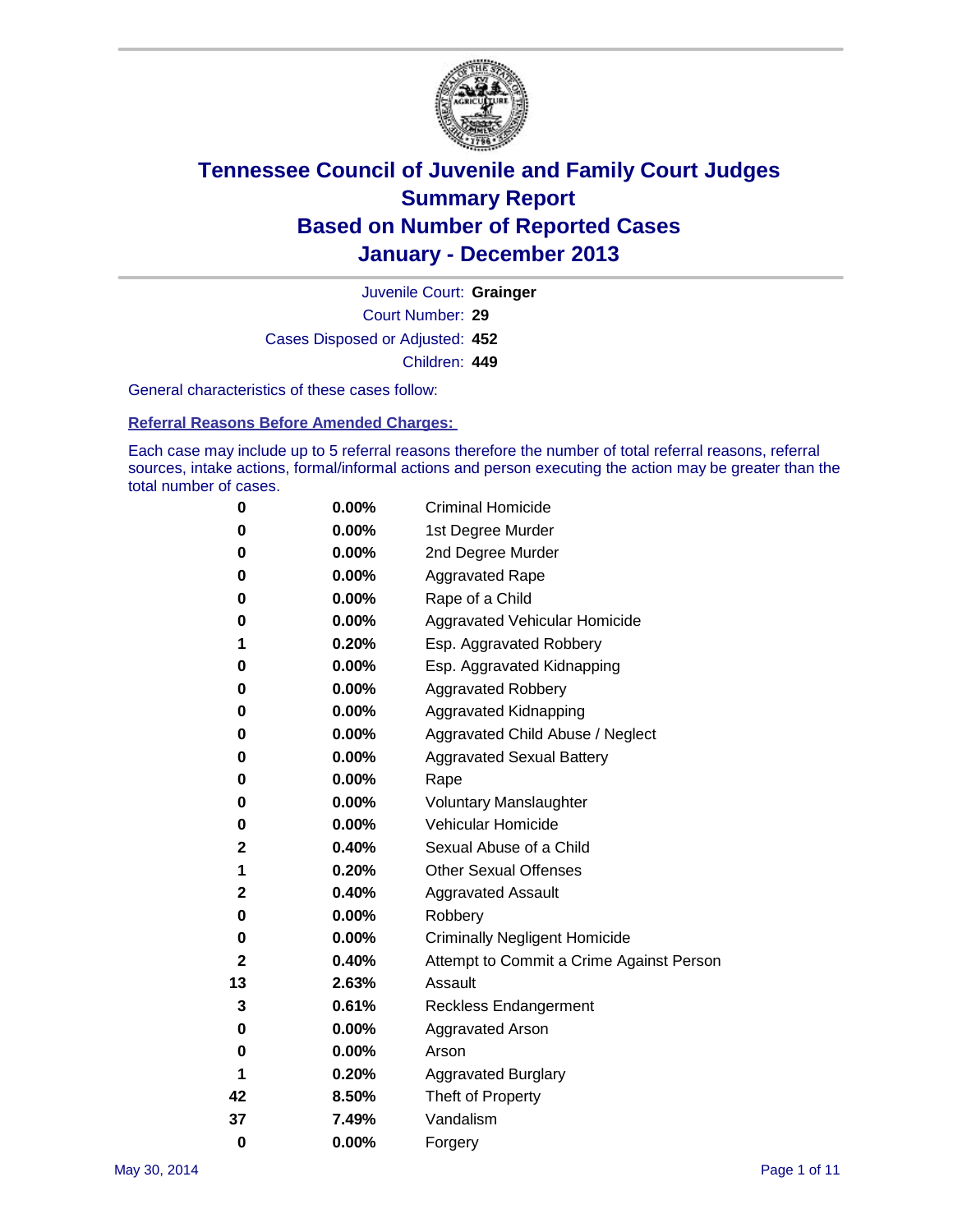# Tennessee Council of Juvenile and Family Court Judges
# Summary Report
# Based on Number of Reported Cases
# January - December 2013

| | |
|---|---|
| Juvenile Court: | **Grainger** |
| Court Number: | **29** |
| Cases Disposed or Adjusted: | **452** |
| Children: | **449** |

General characteristics of these cases follow:

**Referral Reasons Before Amended Charges:**

Each case may include up to 5 referral reasons therefore the number of total referral reasons, referral sources, intake actions, formal/informal actions and person executing the action may be greater than the total number of cases.

| | | |
|---|---|---|
| 0 | 0.00% | Criminal Homicide |
| 0 | 0.00% | 1st Degree Murder |
| 0 | 0.00% | 2nd Degree Murder |
| 0 | 0.00% | Aggravated Rape |
| 0 | 0.00% | Rape of a Child |
| 0 | 0.00% | Aggravated Vehicular Homicide |
| 1 | 0.20% | Esp. Aggravated Robbery |
| 0 | 0.00% | Esp. Aggravated Kidnapping |
| 0 | 0.00% | Aggravated Robbery |
| 0 | 0.00% | Aggravated Kidnapping |
| 0 | 0.00% | Aggravated Child Abuse / Neglect |
| 0 | 0.00% | Aggravated Sexual Battery |
| 0 | 0.00% | Rape |
| 0 | 0.00% | Voluntary Manslaughter |
| 0 | 0.00% | Vehicular Homicide |
| 2 | 0.40% | Sexual Abuse of a Child |
| 1 | 0.20% | Other Sexual Offenses |
| 2 | 0.40% | Aggravated Assault |
| 0 | 0.00% | Robbery |
| 0 | 0.00% | Criminally Negligent Homicide |
| 2 | 0.40% | Attempt to Commit a Crime Against Person |
| 13 | 2.63% | Assault |
| 3 | 0.61% | Reckless Endangerment |
| 0 | 0.00% | Aggravated Arson |
| 0 | 0.00% | Arson |
| 1 | 0.20% | Aggravated Burglary |
| 42 | 8.50% | Theft of Property |
| 37 | 7.49% | Vandalism |
| 0 | 0.00% | Forgery |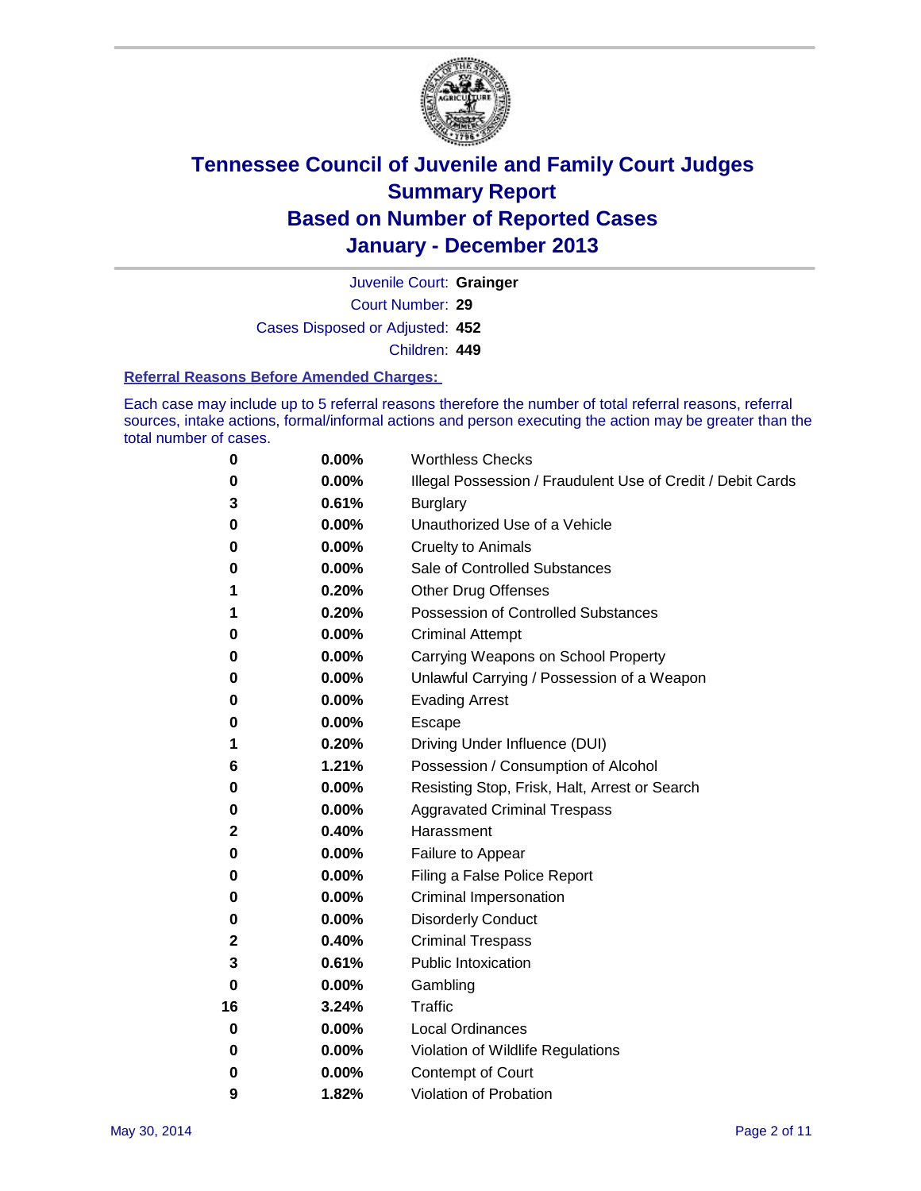# Tennessee Council of Juvenile and Family Court Judges
# Summary Report
# Based on Number of Reported Cases
# January - December 2013

Juvenile Court: **Grainger**

Court Number: **29**

Cases Disposed or Adjusted: **452**

Children: **449**

### Referral Reasons Before Amended Charges:

Each case may include up to 5 referral reasons therefore the number of total referral reasons, referral sources, intake actions, formal/informal actions and person executing the action may be greater than the total number of cases.

| | | |
|---|---|---|
| 0 | 0.00% | Worthless Checks |
| 0 | 0.00% | Illegal Possession / Fraudulent Use of Credit / Debit Cards |
| 3 | 0.61% | Burglary |
| 0 | 0.00% | Unauthorized Use of a Vehicle |
| 0 | 0.00% | Cruelty to Animals |
| 0 | 0.00% | Sale of Controlled Substances |
| 1 | 0.20% | Other Drug Offenses |
| 1 | 0.20% | Possession of Controlled Substances |
| 0 | 0.00% | Criminal Attempt |
| 0 | 0.00% | Carrying Weapons on School Property |
| 0 | 0.00% | Unlawful Carrying / Possession of a Weapon |
| 0 | 0.00% | Evading Arrest |
| 0 | 0.00% | Escape |
| 1 | 0.20% | Driving Under Influence (DUI) |
| 6 | 1.21% | Possession / Consumption of Alcohol |
| 0 | 0.00% | Resisting Stop, Frisk, Halt, Arrest or Search |
| 0 | 0.00% | Aggravated Criminal Trespass |
| 2 | 0.40% | Harassment |
| 0 | 0.00% | Failure to Appear |
| 0 | 0.00% | Filing a False Police Report |
| 0 | 0.00% | Criminal Impersonation |
| 0 | 0.00% | Disorderly Conduct |
| 2 | 0.40% | Criminal Trespass |
| 3 | 0.61% | Public Intoxication |
| 0 | 0.00% | Gambling |
| 16 | 3.24% | Traffic |
| 0 | 0.00% | Local Ordinances |
| 0 | 0.00% | Violation of Wildlife Regulations |
| 0 | 0.00% | Contempt of Court |
| 9 | 1.82% | Violation of Probation |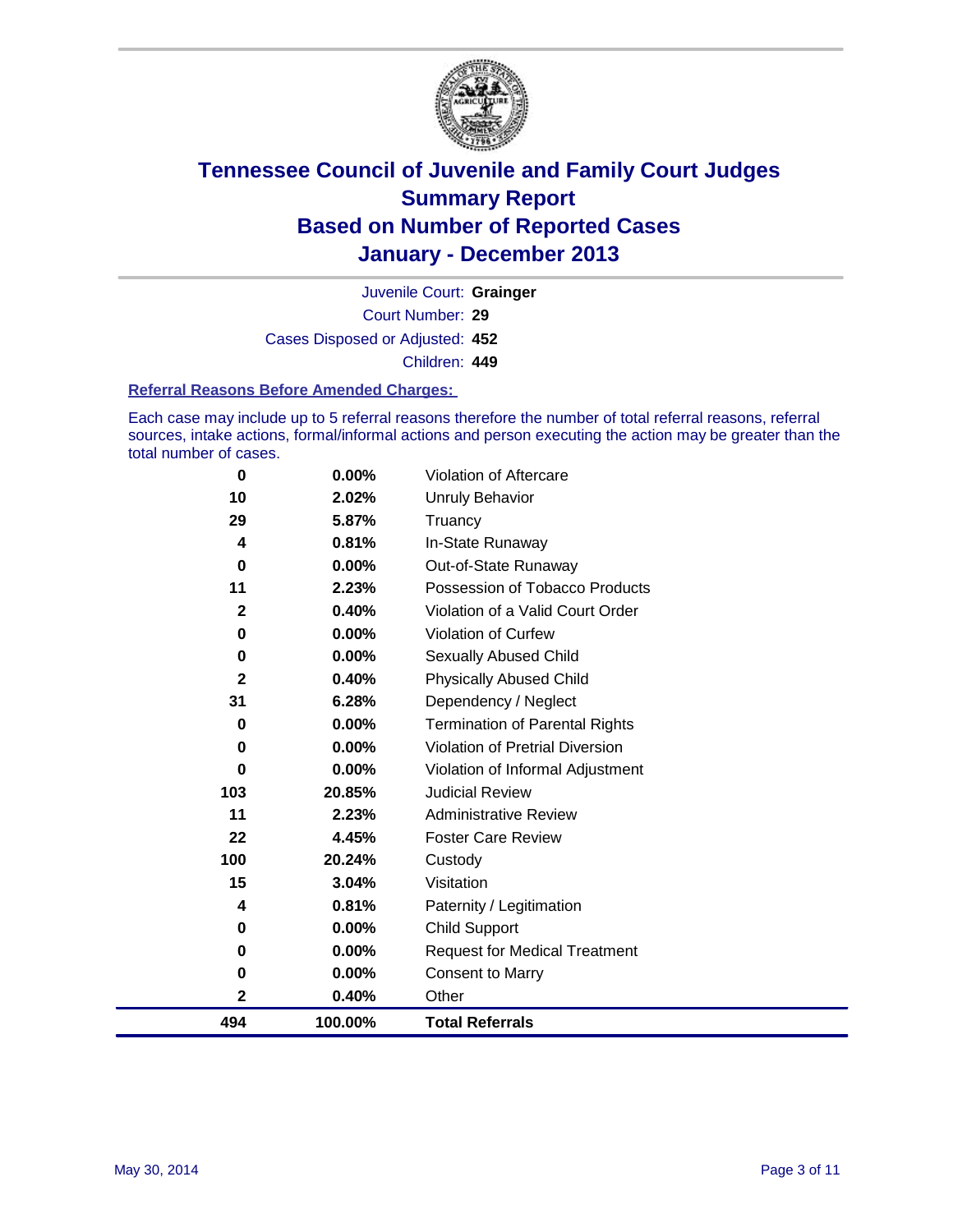# Tennessee Council of Juvenile and Family Court Judges
## Summary Report
## Based on Number of Reported Cases
## January - December 2013

Juvenile Court: **Grainger**

Court Number: **29**

Cases Disposed or Adjusted: **452**

Children: **449**

### Referral Reasons Before Amended Charges:

Each case may include up to 5 referral reasons therefore the number of total referral reasons, referral sources, intake actions, formal/informal actions and person executing the action may be greater than the total number of cases.

| Count | Percent | Referral Reason |
|---|---|---|
| 0 | 0.00% | Violation of Aftercare |
| 10 | 2.02% | Unruly Behavior |
| 29 | 5.87% | Truancy |
| 4 | 0.81% | In-State Runaway |
| 0 | 0.00% | Out-of-State Runaway |
| 11 | 2.23% | Possession of Tobacco Products |
| 2 | 0.40% | Violation of a Valid Court Order |
| 0 | 0.00% | Violation of Curfew |
| 0 | 0.00% | Sexually Abused Child |
| 2 | 0.40% | Physically Abused Child |
| 31 | 6.28% | Dependency / Neglect |
| 0 | 0.00% | Termination of Parental Rights |
| 0 | 0.00% | Violation of Pretrial Diversion |
| 0 | 0.00% | Violation of Informal Adjustment |
| 103 | 20.85% | Judicial Review |
| 11 | 2.23% | Administrative Review |
| 22 | 4.45% | Foster Care Review |
| 100 | 20.24% | Custody |
| 15 | 3.04% | Visitation |
| 4 | 0.81% | Paternity / Legitimation |
| 0 | 0.00% | Child Support |
| 0 | 0.00% | Request for Medical Treatment |
| 0 | 0.00% | Consent to Marry |
| 2 | 0.40% | Other |
| **494** | **100.00%** | **Total Referrals** |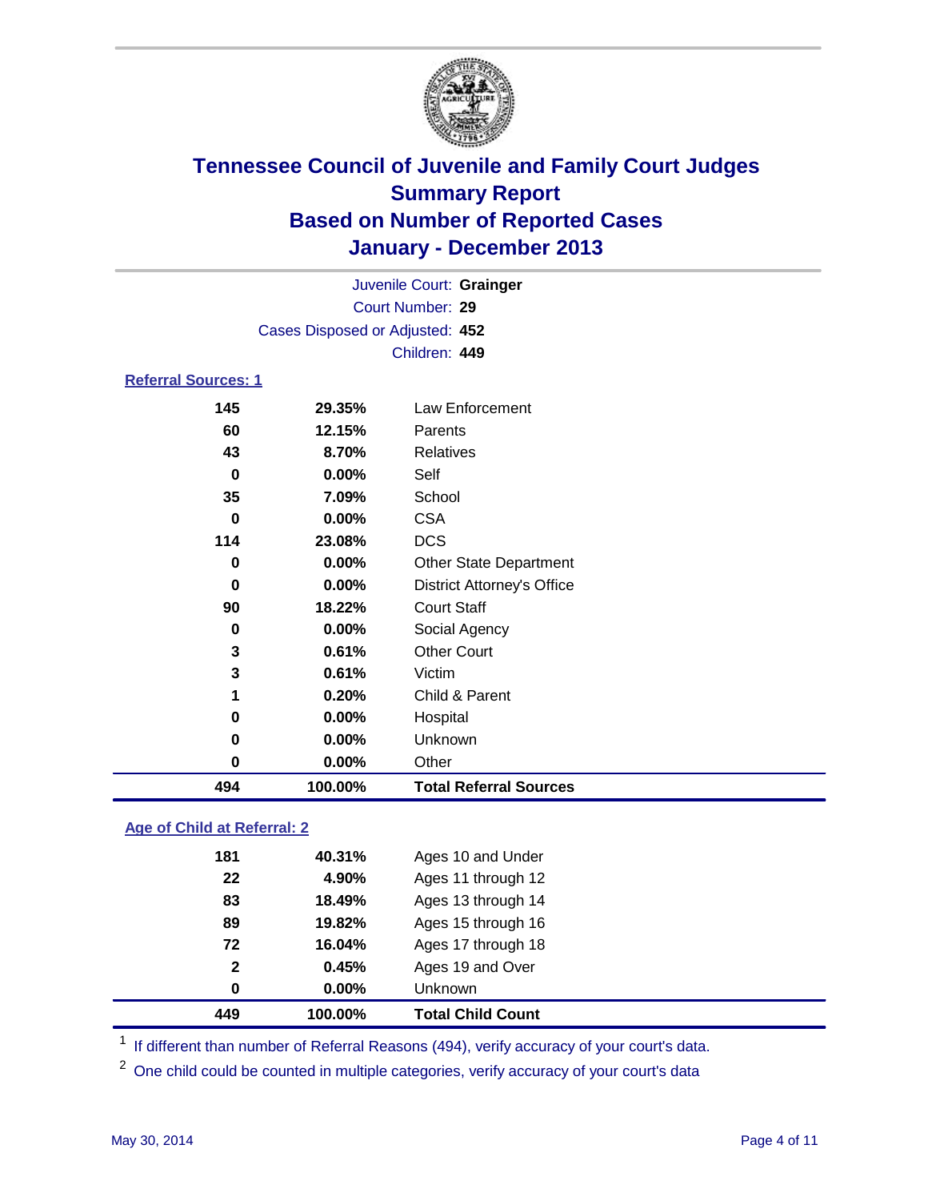# Tennessee Council of Juvenile and Family Court Judges
## Summary Report
## Based on Number of Reported Cases
## January - December 2013

Juvenile Court: **Grainger**
Court Number: **29**
Cases Disposed or Adjusted: **452**
Children: **449**

### Referral Sources: 1

| Count | Percent | Source |
|---|---|---|
| 145 | 29.35% | Law Enforcement |
| 60 | 12.15% | Parents |
| 43 | 8.70% | Relatives |
| 0 | 0.00% | Self |
| 35 | 7.09% | School |
| 0 | 0.00% | CSA |
| 114 | 23.08% | DCS |
| 0 | 0.00% | Other State Department |
| 0 | 0.00% | District Attorney's Office |
| 90 | 18.22% | Court Staff |
| 0 | 0.00% | Social Agency |
| 3 | 0.61% | Other Court |
| 3 | 0.61% | Victim |
| 1 | 0.20% | Child & Parent |
| 0 | 0.00% | Hospital |
| 0 | 0.00% | Unknown |
| 0 | 0.00% | Other |
| **494** | **100.00%** | **Total Referral Sources** |

### Age of Child at Referral: 2

| Count | Percent | Age |
|---|---|---|
| 181 | 40.31% | Ages 10 and Under |
| 22 | 4.90% | Ages 11 through 12 |
| 83 | 18.49% | Ages 13 through 14 |
| 89 | 19.82% | Ages 15 through 16 |
| 72 | 16.04% | Ages 17 through 18 |
| 2 | 0.45% | Ages 19 and Over |
| 0 | 0.00% | Unknown |
| **449** | **100.00%** | **Total Child Count** |

[1] If different than number of Referral Reasons (494), verify accuracy of your court's data.

[2] One child could be counted in multiple categories, verify accuracy of your court's data

May 30, 2014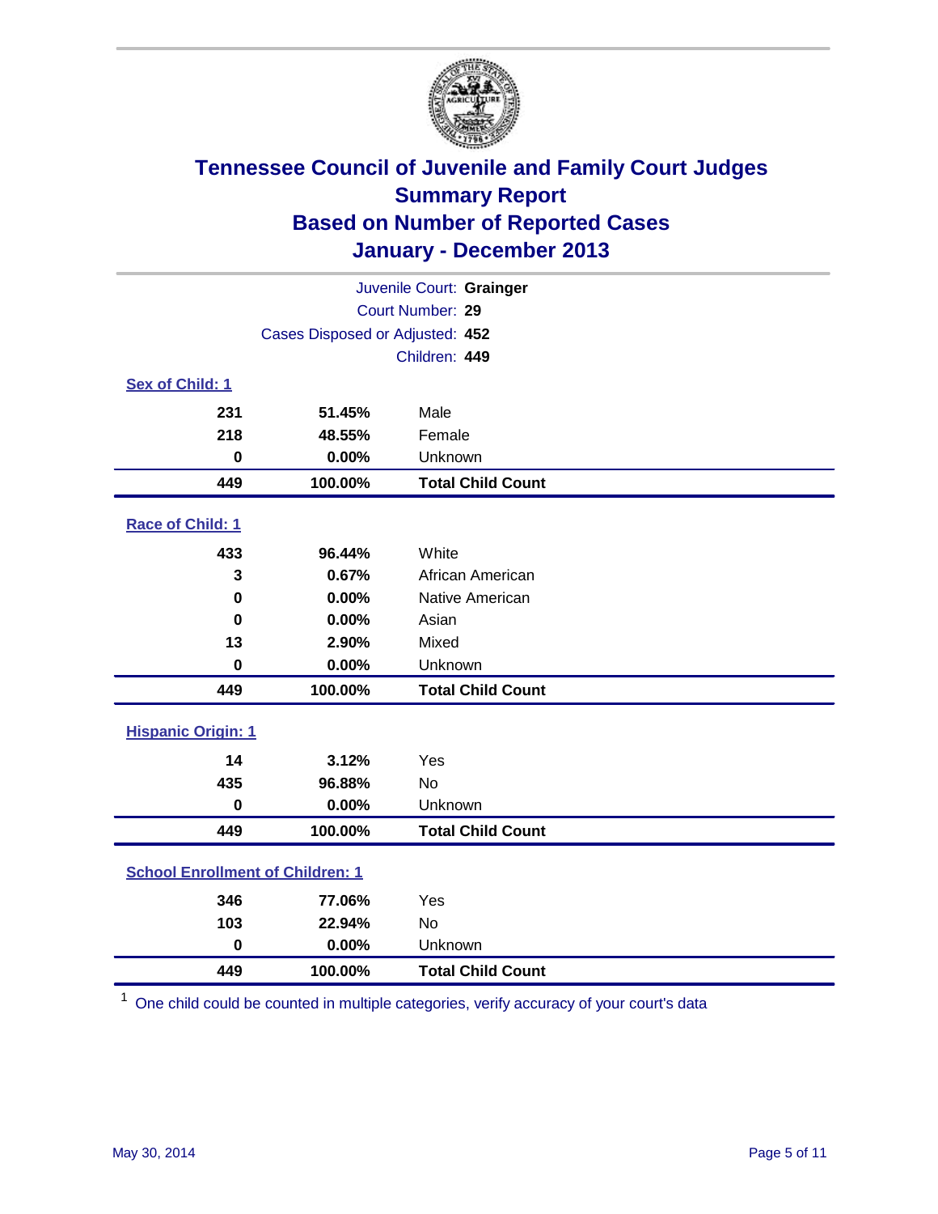# Tennessee Council of Juvenile and Family Court Judges
## Summary Report
## Based on Number of Reported Cases
## January - December 2013

Juvenile Court: **Grainger**
Court Number: **29**
Cases Disposed or Adjusted: **452**
Children: **449**

### Sex of Child: 1

| Count | Percent | Category |
|---|---|---|
| 231 | 51.45% | Male |
| 218 | 48.55% | Female |
| 0 | 0.00% | Unknown |
| **449** | **100.00%** | **Total Child Count** |

### Race of Child: 1

| Count | Percent | Category |
|---|---|---|
| 433 | 96.44% | White |
| 3 | 0.67% | African American |
| 0 | 0.00% | Native American |
| 0 | 0.00% | Asian |
| 13 | 2.90% | Mixed |
| 0 | 0.00% | Unknown |
| **449** | **100.00%** | **Total Child Count** |

### Hispanic Origin: 1

| Count | Percent | Category |
|---|---|---|
| 14 | 3.12% | Yes |
| 435 | 96.88% | No |
| 0 | 0.00% | Unknown |
| **449** | **100.00%** | **Total Child Count** |

### School Enrollment of Children: 1

| Count | Percent | Category |
|---|---|---|
| 346 | 77.06% | Yes |
| 103 | 22.94% | No |
| 0 | 0.00% | Unknown |
| **449** | **100.00%** | **Total Child Count** |

[1] One child could be counted in multiple categories, verify accuracy of your court's data

May 30, 2014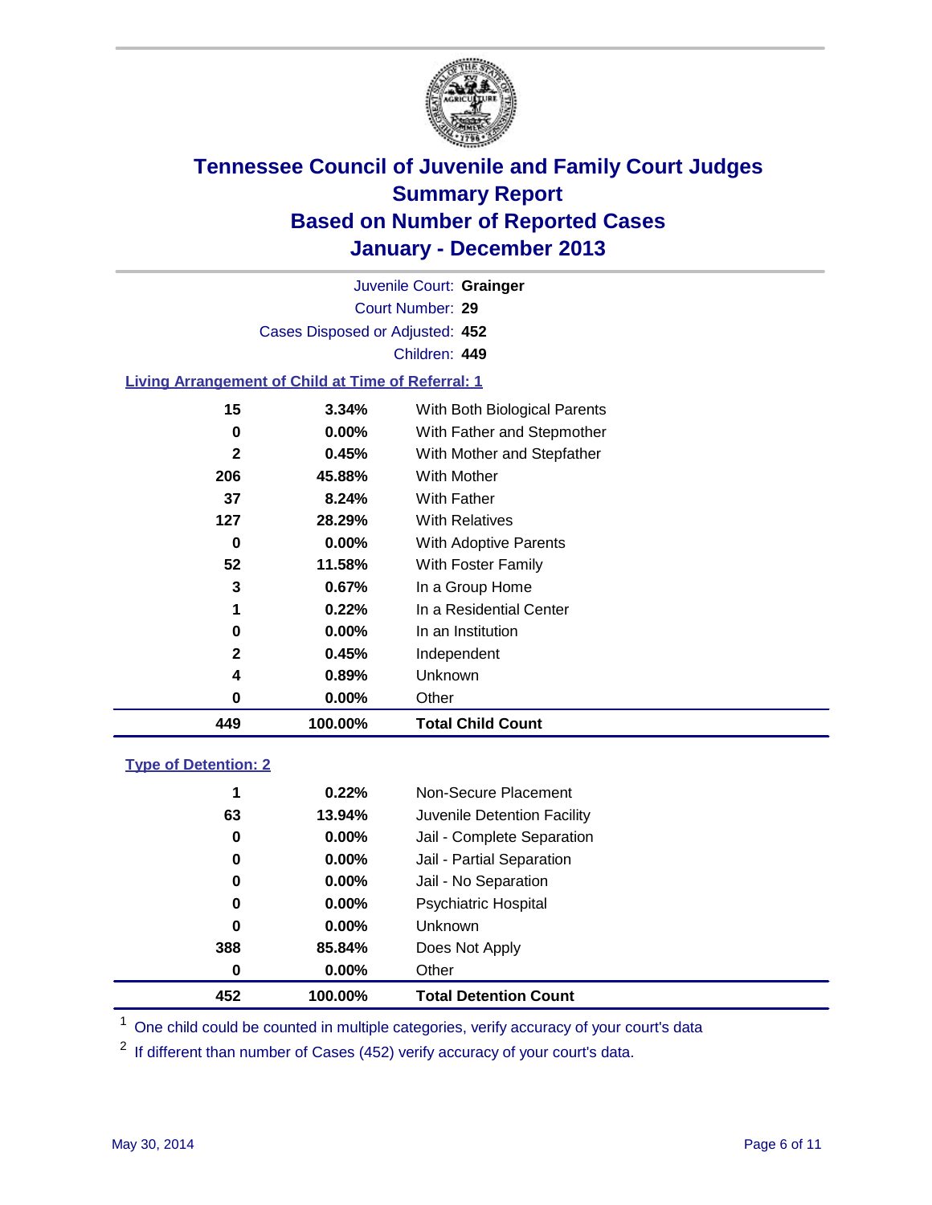# Tennessee Council of Juvenile and Family Court Judges
# Summary Report
# Based on Number of Reported Cases
# January - December 2013

Juvenile Court: **Grainger**
Court Number: **29**
Cases Disposed or Adjusted: **452**
Children: **449**

### Living Arrangement of Child at Time of Referral: 1

| | | |
|---|---|---|
| 15 | 3.34% | With Both Biological Parents |
| 0 | 0.00% | With Father and Stepmother |
| 2 | 0.45% | With Mother and Stepfather |
| 206 | 45.88% | With Mother |
| 37 | 8.24% | With Father |
| 127 | 28.29% | With Relatives |
| 0 | 0.00% | With Adoptive Parents |
| 52 | 11.58% | With Foster Family |
| 3 | 0.67% | In a Group Home |
| 1 | 0.22% | In a Residential Center |
| 0 | 0.00% | In an Institution |
| 2 | 0.45% | Independent |
| 4 | 0.89% | Unknown |
| 0 | 0.00% | Other |
| **449** | **100.00%** | **Total Child Count** |

### Type of Detention: 2

| | | |
|---|---|---|
| 1 | 0.22% | Non-Secure Placement |
| 63 | 13.94% | Juvenile Detention Facility |
| 0 | 0.00% | Jail - Complete Separation |
| 0 | 0.00% | Jail - Partial Separation |
| 0 | 0.00% | Jail - No Separation |
| 0 | 0.00% | Psychiatric Hospital |
| 0 | 0.00% | Unknown |
| 388 | 85.84% | Does Not Apply |
| 0 | 0.00% | Other |
| **452** | **100.00%** | **Total Detention Count** |

[1] One child could be counted in multiple categories, verify accuracy of your court's data

[2] If different than number of Cases (452) verify accuracy of your court's data.

May 30, 2014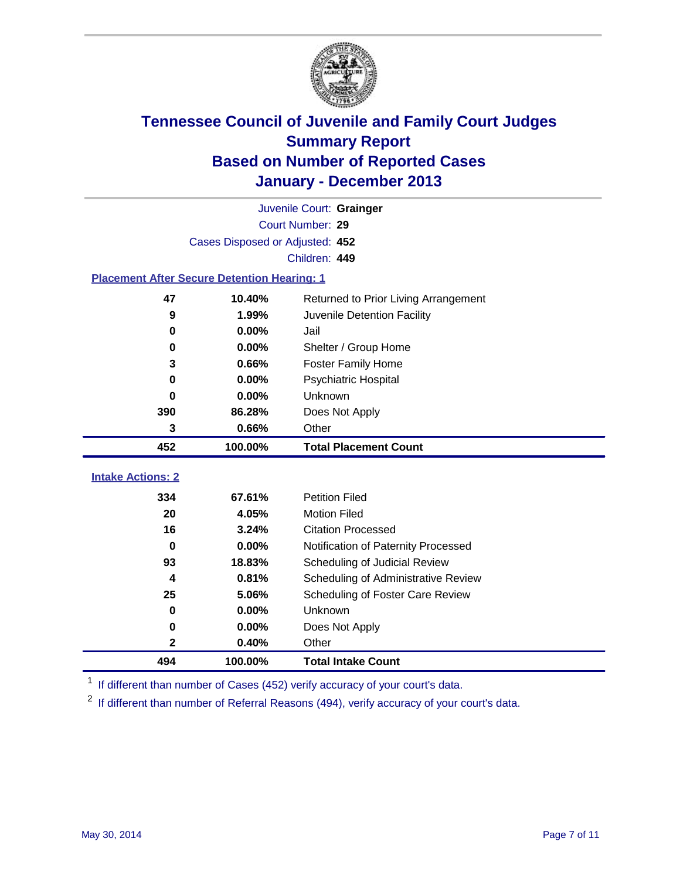# Tennessee Council of Juvenile and Family Court Judges
## Summary Report
## Based on Number of Reported Cases
## January - December 2013

Juvenile Court: **Grainger**
Court Number: **29**
Cases Disposed or Adjusted: **452**
Children: **449**

### Placement After Secure Detention Hearing: 1

| Count | Percent | Placement |
|---|---|---|
| 47 | 10.40% | Returned to Prior Living Arrangement |
| 9 | 1.99% | Juvenile Detention Facility |
| 0 | 0.00% | Jail |
| 0 | 0.00% | Shelter / Group Home |
| 3 | 0.66% | Foster Family Home |
| 0 | 0.00% | Psychiatric Hospital |
| 0 | 0.00% | Unknown |
| 390 | 86.28% | Does Not Apply |
| 3 | 0.66% | Other |
| **452** | **100.00%** | **Total Placement Count** |

### Intake Actions: 2

| Count | Percent | Action |
|---|---|---|
| 334 | 67.61% | Petition Filed |
| 20 | 4.05% | Motion Filed |
| 16 | 3.24% | Citation Processed |
| 0 | 0.00% | Notification of Paternity Processed |
| 93 | 18.83% | Scheduling of Judicial Review |
| 4 | 0.81% | Scheduling of Administrative Review |
| 25 | 5.06% | Scheduling of Foster Care Review |
| 0 | 0.00% | Unknown |
| 0 | 0.00% | Does Not Apply |
| 2 | 0.40% | Other |
| **494** | **100.00%** | **Total Intake Count** |

[1] If different than number of Cases (452) verify accuracy of your court's data.

[2] If different than number of Referral Reasons (494), verify accuracy of your court's data.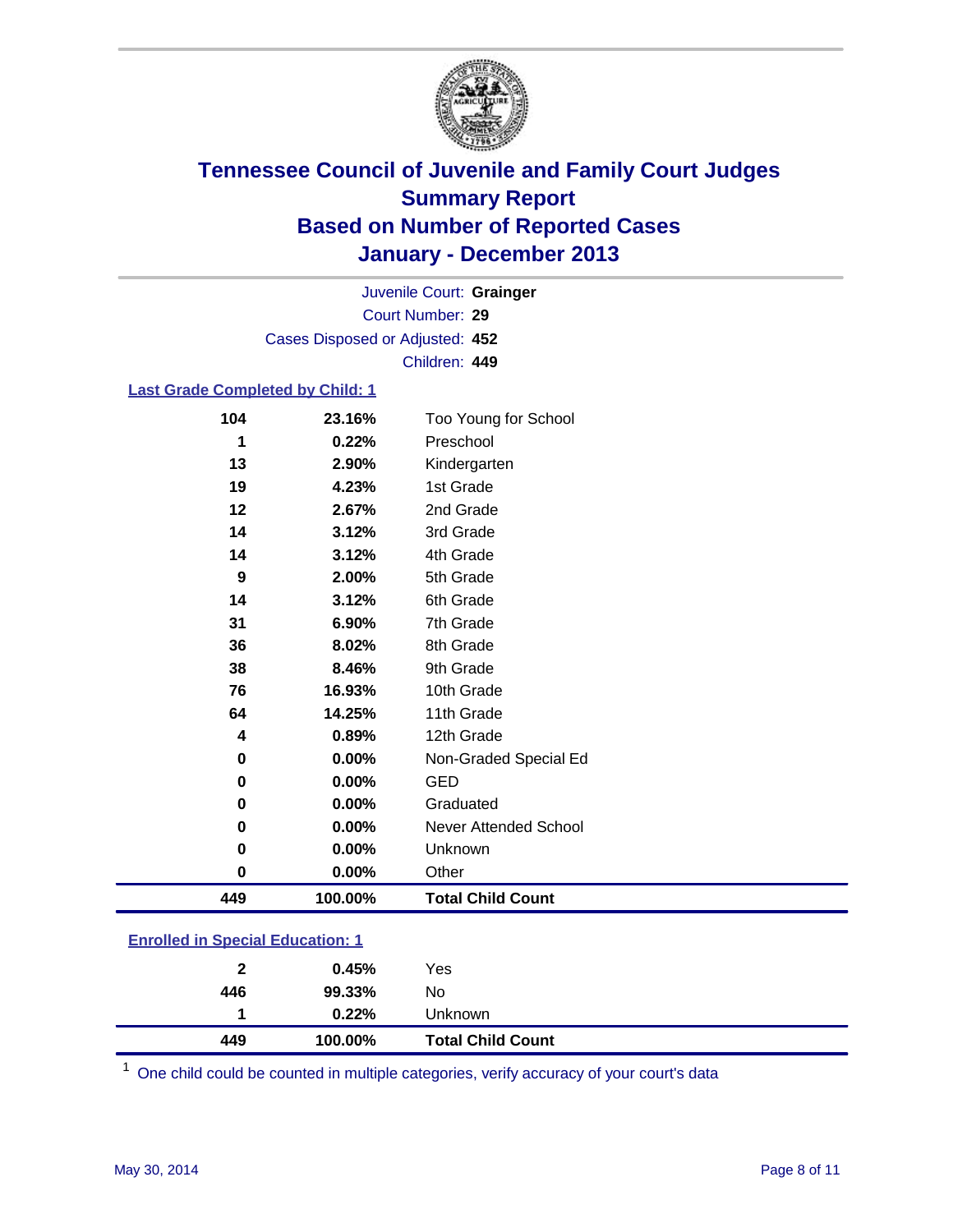# Tennessee Council of Juvenile and Family Court Judges
## Summary Report
## Based on Number of Reported Cases
## January - December 2013

Juvenile Court: **Grainger**
Court Number: **29**
Cases Disposed or Adjusted: **452**
Children: **449**

### Last Grade Completed by Child: 1

| Count | Percent | Grade |
|---|---|---|
| 104 | 23.16% | Too Young for School |
| 1 | 0.22% | Preschool |
| 13 | 2.90% | Kindergarten |
| 19 | 4.23% | 1st Grade |
| 12 | 2.67% | 2nd Grade |
| 14 | 3.12% | 3rd Grade |
| 14 | 3.12% | 4th Grade |
| 9 | 2.00% | 5th Grade |
| 14 | 3.12% | 6th Grade |
| 31 | 6.90% | 7th Grade |
| 36 | 8.02% | 8th Grade |
| 38 | 8.46% | 9th Grade |
| 76 | 16.93% | 10th Grade |
| 64 | 14.25% | 11th Grade |
| 4 | 0.89% | 12th Grade |
| 0 | 0.00% | Non-Graded Special Ed |
| 0 | 0.00% | GED |
| 0 | 0.00% | Graduated |
| 0 | 0.00% | Never Attended School |
| 0 | 0.00% | Unknown |
| 0 | 0.00% | Other |
| **449** | **100.00%** | **Total Child Count** |

### Enrolled in Special Education: 1

| Count | Percent | Status |
|---|---|---|
| 2 | 0.45% | Yes |
| 446 | 99.33% | No |
| 1 | 0.22% | Unknown |
| **449** | **100.00%** | **Total Child Count** |

[1] One child could be counted in multiple categories, verify accuracy of your court's data

May 30, 2014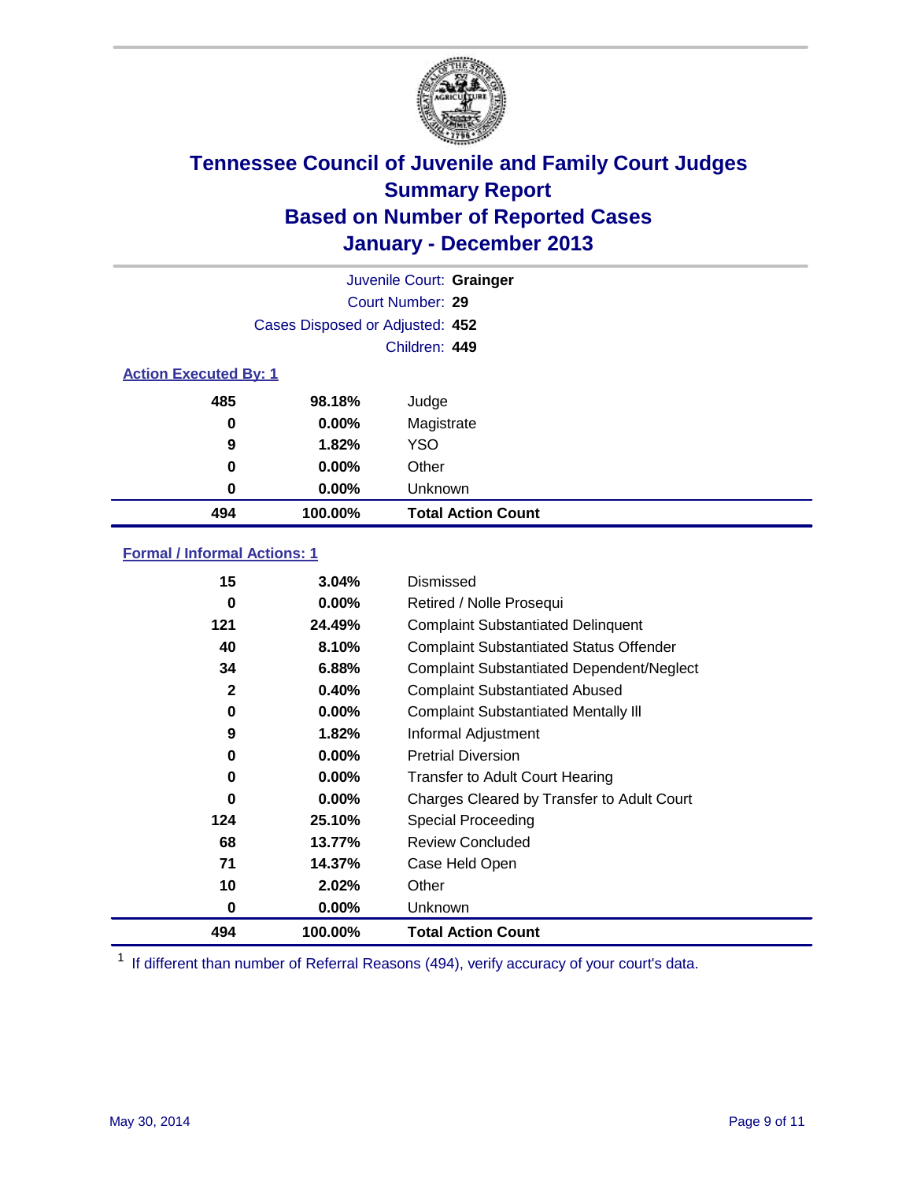# Tennessee Council of Juvenile and Family Court Judges
## Summary Report
## Based on Number of Reported Cases
## January - December 2013

Juvenile Court: **Grainger**
Court Number: **29**
Cases Disposed or Adjusted: **452**
Children: **449**

### Action Executed By: 1

| | | |
|---|---|---|
| 485 | 98.18% | Judge |
| 0 | 0.00% | Magistrate |
| 9 | 1.82% | YSO |
| 0 | 0.00% | Other |
| 0 | 0.00% | Unknown |
| **494** | **100.00%** | **Total Action Count** |

### Formal / Informal Actions: 1

| | | |
|---|---|---|
| 15 | 3.04% | Dismissed |
| 0 | 0.00% | Retired / Nolle Prosequi |
| 121 | 24.49% | Complaint Substantiated Delinquent |
| 40 | 8.10% | Complaint Substantiated Status Offender |
| 34 | 6.88% | Complaint Substantiated Dependent/Neglect |
| 2 | 0.40% | Complaint Substantiated Abused |
| 0 | 0.00% | Complaint Substantiated Mentally Ill |
| 9 | 1.82% | Informal Adjustment |
| 0 | 0.00% | Pretrial Diversion |
| 0 | 0.00% | Transfer to Adult Court Hearing |
| 0 | 0.00% | Charges Cleared by Transfer to Adult Court |
| 124 | 25.10% | Special Proceeding |
| 68 | 13.77% | Review Concluded |
| 71 | 14.37% | Case Held Open |
| 10 | 2.02% | Other |
| 0 | 0.00% | Unknown |
| **494** | **100.00%** | **Total Action Count** |

[1] If different than number of Referral Reasons (494), verify accuracy of your court's data.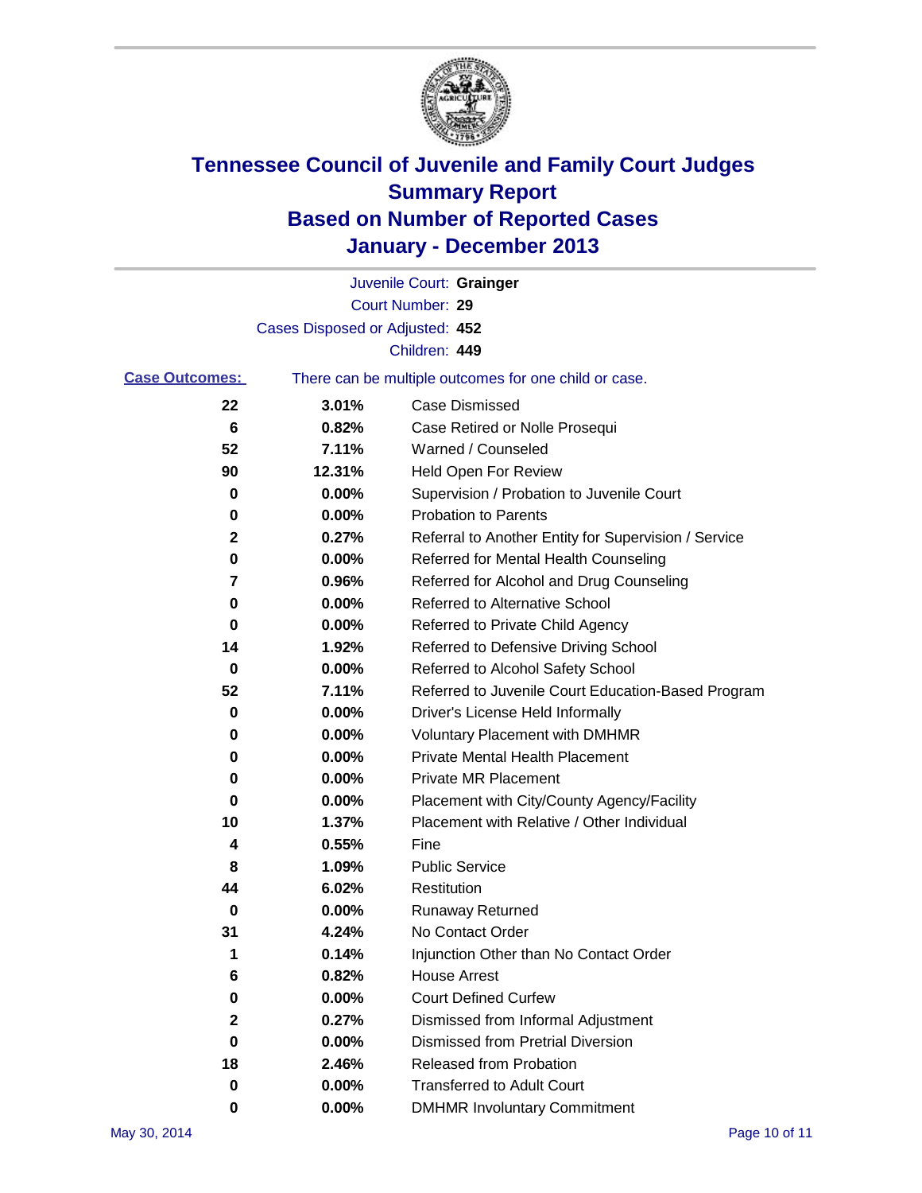# Tennessee Council of Juvenile and Family Court Judges
# Summary Report
# Based on Number of Reported Cases
# January - December 2013

Juvenile Court: **Grainger**
Court Number: **29**
Cases Disposed or Adjusted: **452**
Children: **449**

**Case Outcomes:** There can be multiple outcomes for one child or case.

| | | |
|---|---|---|
| **22** | **3.01%** | Case Dismissed |
| **6** | **0.82%** | Case Retired or Nolle Prosequi |
| **52** | **7.11%** | Warned / Counseled |
| **90** | **12.31%** | Held Open For Review |
| **0** | **0.00%** | Supervision / Probation to Juvenile Court |
| **0** | **0.00%** | Probation to Parents |
| **2** | **0.27%** | Referral to Another Entity for Supervision / Service |
| **0** | **0.00%** | Referred for Mental Health Counseling |
| **7** | **0.96%** | Referred for Alcohol and Drug Counseling |
| **0** | **0.00%** | Referred to Alternative School |
| **0** | **0.00%** | Referred to Private Child Agency |
| **14** | **1.92%** | Referred to Defensive Driving School |
| **0** | **0.00%** | Referred to Alcohol Safety School |
| **52** | **7.11%** | Referred to Juvenile Court Education-Based Program |
| **0** | **0.00%** | Driver's License Held Informally |
| **0** | **0.00%** | Voluntary Placement with DMHMR |
| **0** | **0.00%** | Private Mental Health Placement |
| **0** | **0.00%** | Private MR Placement |
| **0** | **0.00%** | Placement with City/County Agency/Facility |
| **10** | **1.37%** | Placement with Relative / Other Individual |
| **4** | **0.55%** | Fine |
| **8** | **1.09%** | Public Service |
| **44** | **6.02%** | Restitution |
| **0** | **0.00%** | Runaway Returned |
| **31** | **4.24%** | No Contact Order |
| **1** | **0.14%** | Injunction Other than No Contact Order |
| **6** | **0.82%** | House Arrest |
| **0** | **0.00%** | Court Defined Curfew |
| **2** | **0.27%** | Dismissed from Informal Adjustment |
| **0** | **0.00%** | Dismissed from Pretrial Diversion |
| **18** | **2.46%** | Released from Probation |
| **0** | **0.00%** | Transferred to Adult Court |
| **0** | **0.00%** | DMHMR Involuntary Commitment |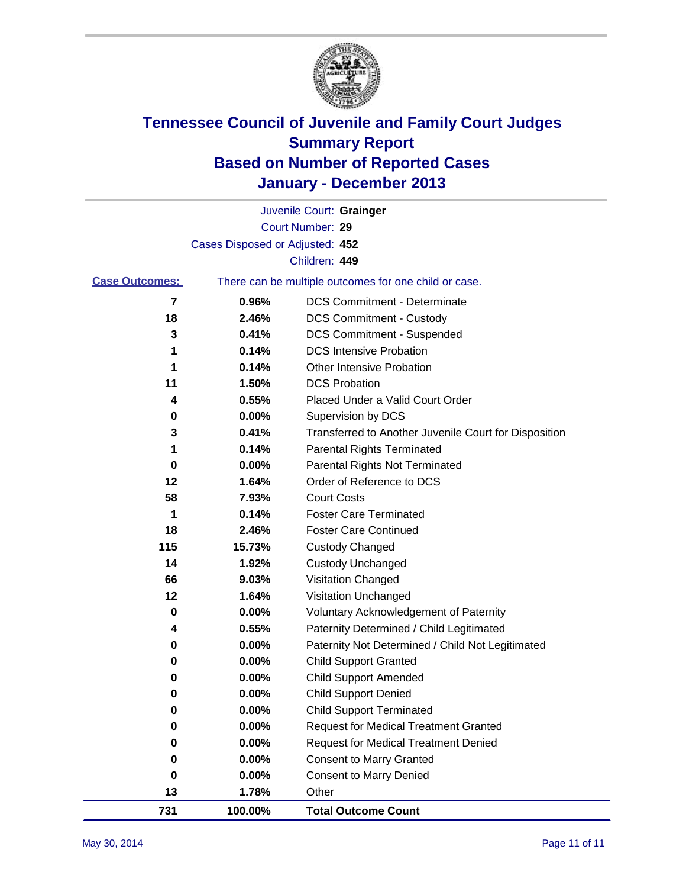# Tennessee Council of Juvenile and Family Court Judges
## Summary Report
## Based on Number of Reported Cases
## January - December 2013

Juvenile Court: **Grainger**
Court Number: **29**
Cases Disposed or Adjusted: **452**
Children: **449**

**Case Outcomes:** There can be multiple outcomes for one child or case.

| | | |
|---|---|---|
| 7 | 0.96% | DCS Commitment - Determinate |
| 18 | 2.46% | DCS Commitment - Custody |
| 3 | 0.41% | DCS Commitment - Suspended |
| 1 | 0.14% | DCS Intensive Probation |
| 1 | 0.14% | Other Intensive Probation |
| 11 | 1.50% | DCS Probation |
| 4 | 0.55% | Placed Under a Valid Court Order |
| 0 | 0.00% | Supervision by DCS |
| 3 | 0.41% | Transferred to Another Juvenile Court for Disposition |
| 1 | 0.14% | Parental Rights Terminated |
| 0 | 0.00% | Parental Rights Not Terminated |
| 12 | 1.64% | Order of Reference to DCS |
| 58 | 7.93% | Court Costs |
| 1 | 0.14% | Foster Care Terminated |
| 18 | 2.46% | Foster Care Continued |
| 115 | 15.73% | Custody Changed |
| 14 | 1.92% | Custody Unchanged |
| 66 | 9.03% | Visitation Changed |
| 12 | 1.64% | Visitation Unchanged |
| 0 | 0.00% | Voluntary Acknowledgement of Paternity |
| 4 | 0.55% | Paternity Determined / Child Legitimated |
| 0 | 0.00% | Paternity Not Determined / Child Not Legitimated |
| 0 | 0.00% | Child Support Granted |
| 0 | 0.00% | Child Support Amended |
| 0 | 0.00% | Child Support Denied |
| 0 | 0.00% | Child Support Terminated |
| 0 | 0.00% | Request for Medical Treatment Granted |
| 0 | 0.00% | Request for Medical Treatment Denied |
| 0 | 0.00% | Consent to Marry Granted |
| 0 | 0.00% | Consent to Marry Denied |
| 13 | 1.78% | Other |
| **731** | **100.00%** | **Total Outcome Count** |

May 30, 2014